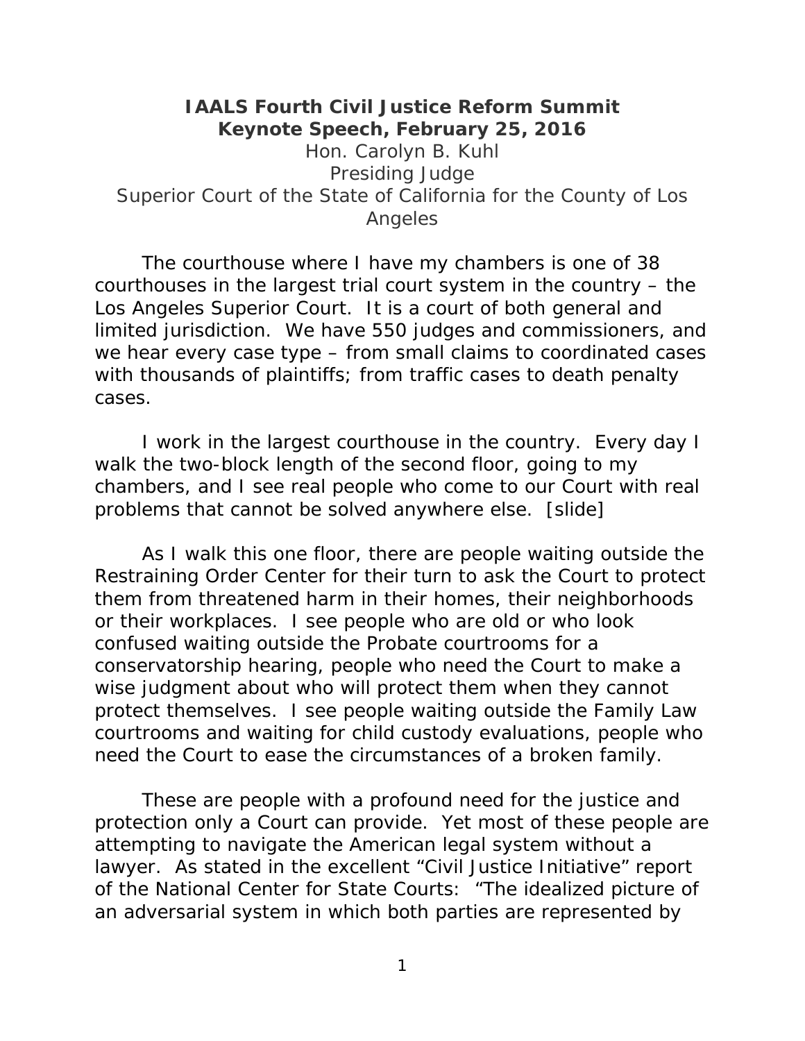# IAALS Fourth Civil Justice Reform Summit

## Keynote Speech, February 25, 2016

Hon. Carolyn B. Kuhl
Presiding Judge
Superior Court of the State of California for the County of Los Angeles

The courthouse where I have my chambers is one of 38 courthouses in the largest trial court system in the country – the Los Angeles Superior Court. It is a court of both general and limited jurisdiction. We have 550 judges and commissioners, and we hear every case type – from small claims to coordinated cases with thousands of plaintiffs; from traffic cases to death penalty cases.

I work in the largest courthouse in the country. Every day I walk the two-block length of the second floor, going to my chambers, and I see real people who come to our Court with real problems that cannot be solved anywhere else. [slide]

As I walk this one floor, there are people waiting outside the Restraining Order Center for their turn to ask the Court to protect them from threatened harm in their homes, their neighborhoods or their workplaces. I see people who are old or who look confused waiting outside the Probate courtrooms for a conservatorship hearing, people who need the Court to make a wise judgment about who will protect them when they cannot protect themselves. I see people waiting outside the Family Law courtrooms and waiting for child custody evaluations, people who need the Court to ease the circumstances of a broken family.

These are people with a profound need for the justice and protection only a Court can provide. Yet most of these people are attempting to navigate the American legal system without a lawyer. As stated in the excellent "Civil Justice Initiative" report of the National Center for State Courts: "The idealized picture of an adversarial system in which both parties are represented by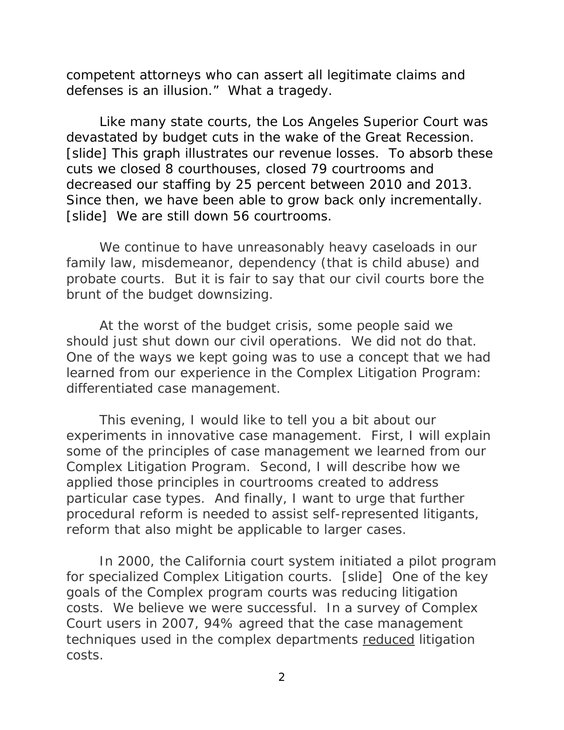competent attorneys who can assert all legitimate claims and defenses is an illusion." What a tragedy.

Like many state courts, the Los Angeles Superior Court was devastated by budget cuts in the wake of the Great Recession. [slide] This graph illustrates our revenue losses. To absorb these cuts we closed 8 courthouses, closed 79 courtrooms and decreased our staffing by 25 percent between 2010 and 2013. Since then, we have been able to grow back only incrementally. [slide] We are still down 56 courtrooms.

We continue to have unreasonably heavy caseloads in our family law, misdemeanor, dependency (that is child abuse) and probate courts. But it is fair to say that our civil courts bore the brunt of the budget downsizing.

At the worst of the budget crisis, some people said we should just shut down our civil operations. We did not do that. One of the ways we kept going was to use a concept that we had learned from our experience in the Complex Litigation Program: differentiated case management.

This evening, I would like to tell you a bit about our experiments in innovative case management. First, I will explain some of the principles of case management we learned from our Complex Litigation Program. Second, I will describe how we applied those principles in courtrooms created to address particular case types. And finally, I want to urge that further procedural reform is needed to assist self-represented litigants, reform that also might be applicable to larger cases.

In 2000, the California court system initiated a pilot program for specialized Complex Litigation courts. [slide] One of the key goals of the Complex program courts was reducing litigation costs. We believe we were successful. In a survey of Complex Court users in 2007, 94% agreed that the case management techniques used in the complex departments <u>reduced</u> litigation costs.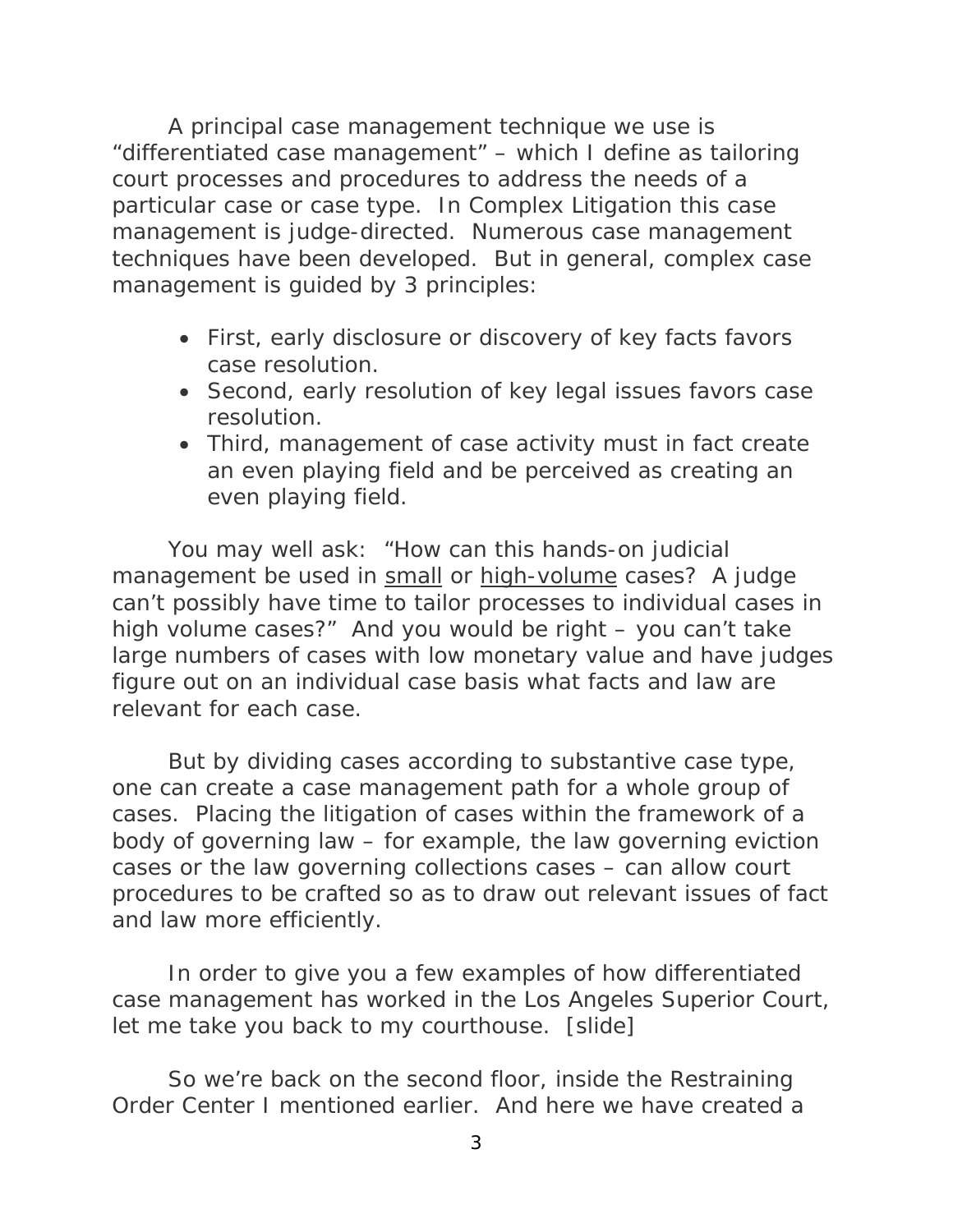A principal case management technique we use is "differentiated case management" – which I define as tailoring court processes and procedures to address the needs of a particular case or case type. In Complex Litigation this case management is judge-directed. Numerous case management techniques have been developed. But in general, complex case management is guided by 3 principles:

- First, early disclosure or discovery of key facts favors case resolution.
- Second, early resolution of key legal issues favors case resolution.
- Third, management of case activity must in fact create an even playing field and be perceived as creating an even playing field.

You may well ask: "How can this hands-on judicial management be used in <u>small</u> or <u>high-volume</u> cases? A judge can't possibly have time to tailor processes to individual cases in high volume cases?" And you would be right – you can't take large numbers of cases with low monetary value and have judges figure out on an individual case basis what facts and law are relevant for each case.

But by dividing cases according to substantive case type, one can create a case management path for a whole group of cases. Placing the litigation of cases within the framework of a body of governing law – for example, the law governing eviction cases or the law governing collections cases – can allow court procedures to be crafted so as to draw out relevant issues of fact and law more efficiently.

In order to give you a few examples of how differentiated case management has worked in the Los Angeles Superior Court, let me take you back to my courthouse. [slide]

So we're back on the second floor, inside the Restraining Order Center I mentioned earlier. And here we have created a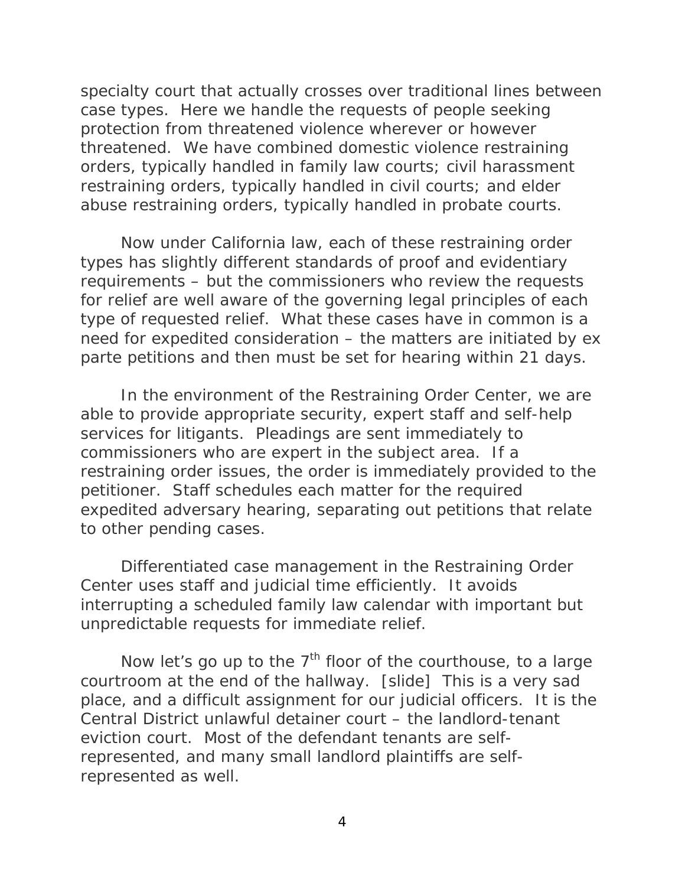specialty court that actually crosses over traditional lines between case types. Here we handle the requests of people seeking protection from threatened violence wherever or however threatened. We have combined domestic violence restraining orders, typically handled in family law courts; civil harassment restraining orders, typically handled in civil courts; and elder abuse restraining orders, typically handled in probate courts.

Now under California law, each of these restraining order types has slightly different standards of proof and evidentiary requirements – but the commissioners who review the requests for relief are well aware of the governing legal principles of each type of requested relief. What these cases have in common is a need for expedited consideration – the matters are initiated by ex parte petitions and then must be set for hearing within 21 days.

In the environment of the Restraining Order Center, we are able to provide appropriate security, expert staff and self-help services for litigants. Pleadings are sent immediately to commissioners who are expert in the subject area. If a restraining order issues, the order is immediately provided to the petitioner. Staff schedules each matter for the required expedited adversary hearing, separating out petitions that relate to other pending cases.

Differentiated case management in the Restraining Order Center uses staff and judicial time efficiently. It avoids interrupting a scheduled family law calendar with important but unpredictable requests for immediate relief.

Now let's go up to the 7th floor of the courthouse, to a large courtroom at the end of the hallway. [slide] This is a very sad place, and a difficult assignment for our judicial officers. It is the Central District unlawful detainer court – the landlord-tenant eviction court. Most of the defendant tenants are self-represented, and many small landlord plaintiffs are self-represented as well.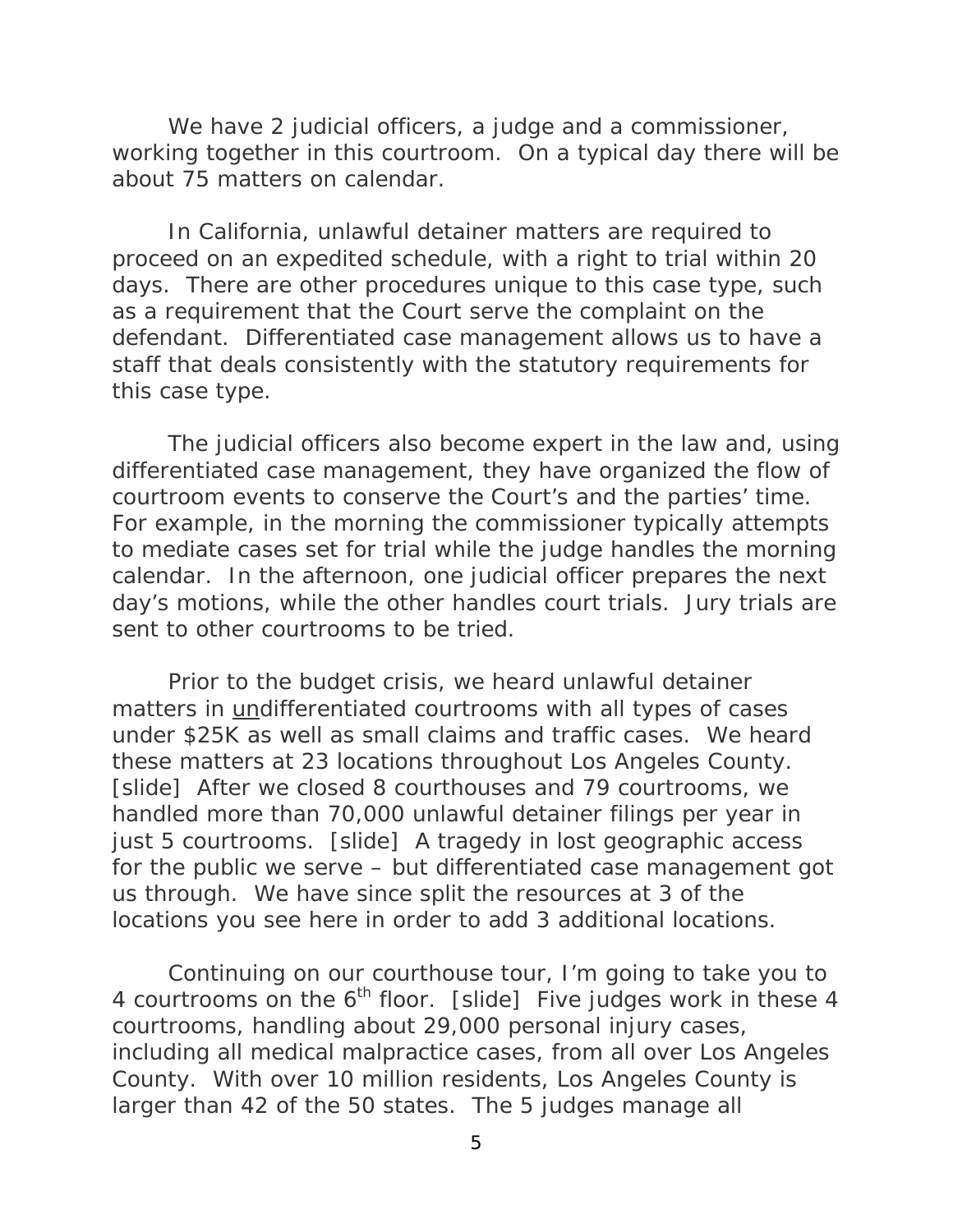We have 2 judicial officers, a judge and a commissioner, working together in this courtroom. On a typical day there will be about 75 matters on calendar.

In California, unlawful detainer matters are required to proceed on an expedited schedule, with a right to trial within 20 days. There are other procedures unique to this case type, such as a requirement that the Court serve the complaint on the defendant. Differentiated case management allows us to have a staff that deals consistently with the statutory requirements for this case type.

The judicial officers also become expert in the law and, using differentiated case management, they have organized the flow of courtroom events to conserve the Court's and the parties' time. For example, in the morning the commissioner typically attempts to mediate cases set for trial while the judge handles the morning calendar. In the afternoon, one judicial officer prepares the next day's motions, while the other handles court trials. Jury trials are sent to other courtrooms to be tried.

Prior to the budget crisis, we heard unlawful detainer matters in <u>un</u>differentiated courtrooms with all types of cases under $25K as well as small claims and traffic cases. We heard these matters at 23 locations throughout Los Angeles County. [slide] After we closed 8 courthouses and 79 courtrooms, we handled more than 70,000 unlawful detainer filings per year in just 5 courtrooms. [slide] A tragedy in lost geographic access for the public we serve – but differentiated case management got us through. We have since split the resources at 3 of the locations you see here in order to add 3 additional locations.

Continuing on our courthouse tour, I'm going to take you to 4 courtrooms on the 6th floor. [slide] Five judges work in these 4 courtrooms, handling about 29,000 personal injury cases, including all medical malpractice cases, from all over Los Angeles County. With over 10 million residents, Los Angeles County is larger than 42 of the 50 states. The 5 judges manage all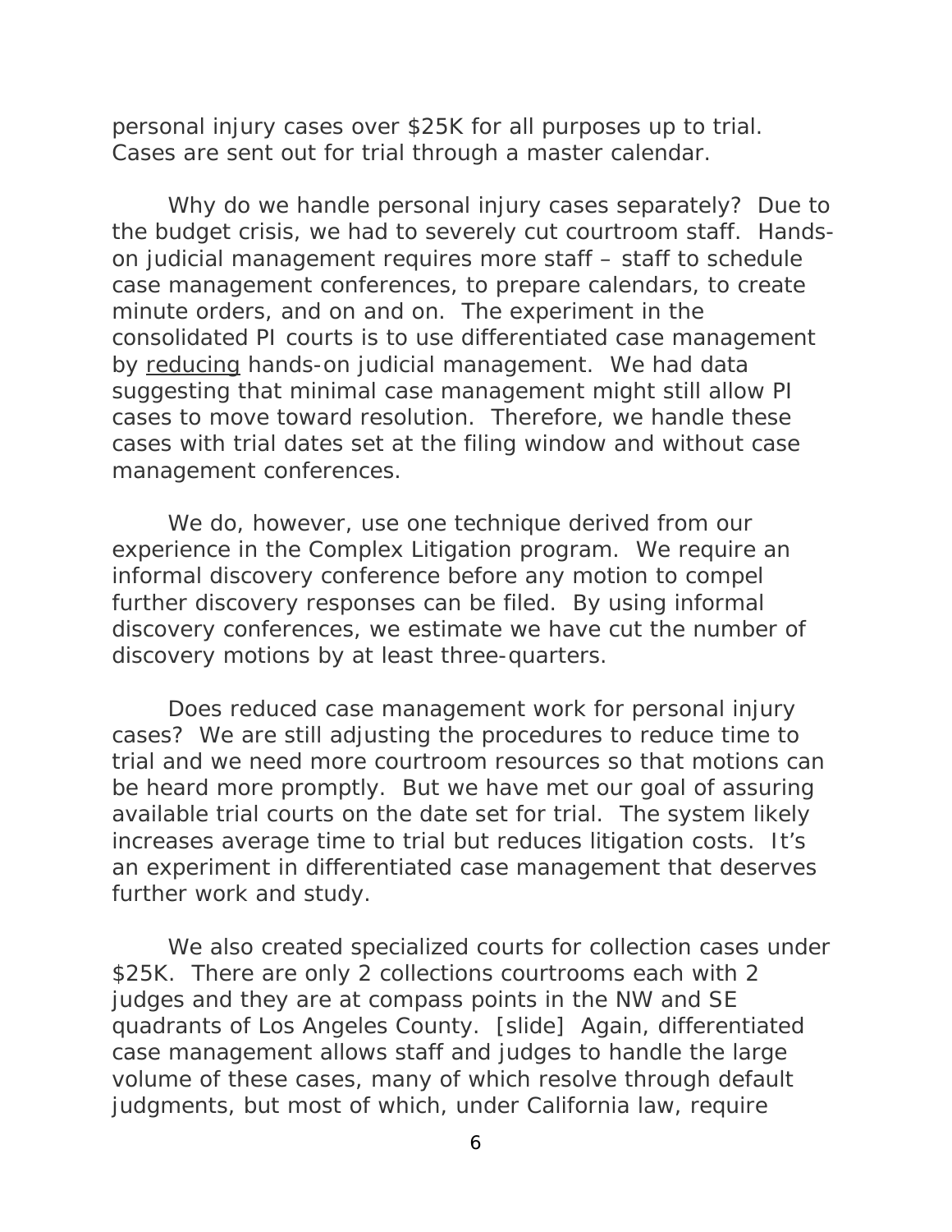personal injury cases over $25K for all purposes up to trial. Cases are sent out for trial through a master calendar.

Why do we handle personal injury cases separately? Due to the budget crisis, we had to severely cut courtroom staff. Hands-on judicial management requires more staff – staff to schedule case management conferences, to prepare calendars, to create minute orders, and on and on. The experiment in the consolidated PI courts is to use differentiated case management by <u>reducing</u> hands-on judicial management. We had data suggesting that minimal case management might still allow PI cases to move toward resolution. Therefore, we handle these cases with trial dates set at the filing window and without case management conferences.

We do, however, use one technique derived from our experience in the Complex Litigation program. We require an informal discovery conference before any motion to compel further discovery responses can be filed. By using informal discovery conferences, we estimate we have cut the number of discovery motions by at least three-quarters.

Does reduced case management work for personal injury cases? We are still adjusting the procedures to reduce time to trial and we need more courtroom resources so that motions can be heard more promptly. But we have met our goal of assuring available trial courts on the date set for trial. The system likely increases average time to trial but reduces litigation costs. It's an experiment in differentiated case management that deserves further work and study.

We also created specialized courts for collection cases under $25K. There are only 2 collections courtrooms each with 2 judges and they are at compass points in the NW and SE quadrants of Los Angeles County. [slide] Again, differentiated case management allows staff and judges to handle the large volume of these cases, many of which resolve through default judgments, but most of which, under California law, require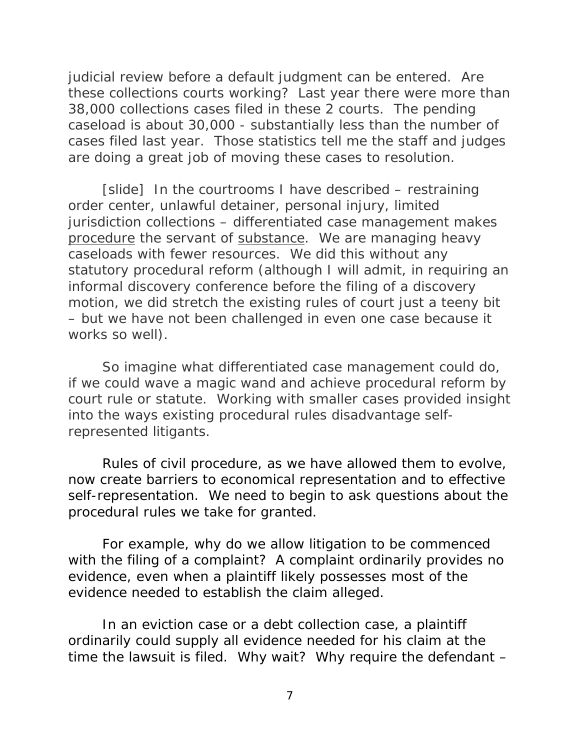judicial review before a default judgment can be entered. Are these collections courts working? Last year there were more than 38,000 collections cases filed in these 2 courts. The pending caseload is about 30,000 - substantially less than the number of cases filed last year. Those statistics tell me the staff and judges are doing a great job of moving these cases to resolution.

[slide] In the courtrooms I have described – restraining order center, unlawful detainer, personal injury, limited jurisdiction collections – differentiated case management makes <u>procedure</u> the servant of <u>substance</u>. We are managing heavy caseloads with fewer resources. We did this without any statutory procedural reform (although I will admit, in requiring an informal discovery conference before the filing of a discovery motion, we did stretch the existing rules of court just a teeny bit – but we have not been challenged in even one case because it works so well).

So imagine what differentiated case management could do, if we could wave a magic wand and achieve procedural reform by court rule or statute. Working with smaller cases provided insight into the ways existing procedural rules disadvantage self-represented litigants.

Rules of civil procedure, as we have allowed them to evolve, now create barriers to economical representation and to effective self-representation. We need to begin to ask questions about the procedural rules we take for granted.

For example, why do we allow litigation to be commenced with the filing of a complaint? A complaint ordinarily provides no evidence, even when a plaintiff likely possesses most of the evidence needed to establish the claim alleged.

In an eviction case or a debt collection case, a plaintiff ordinarily could supply all evidence needed for his claim at the time the lawsuit is filed. Why wait? Why require the defendant –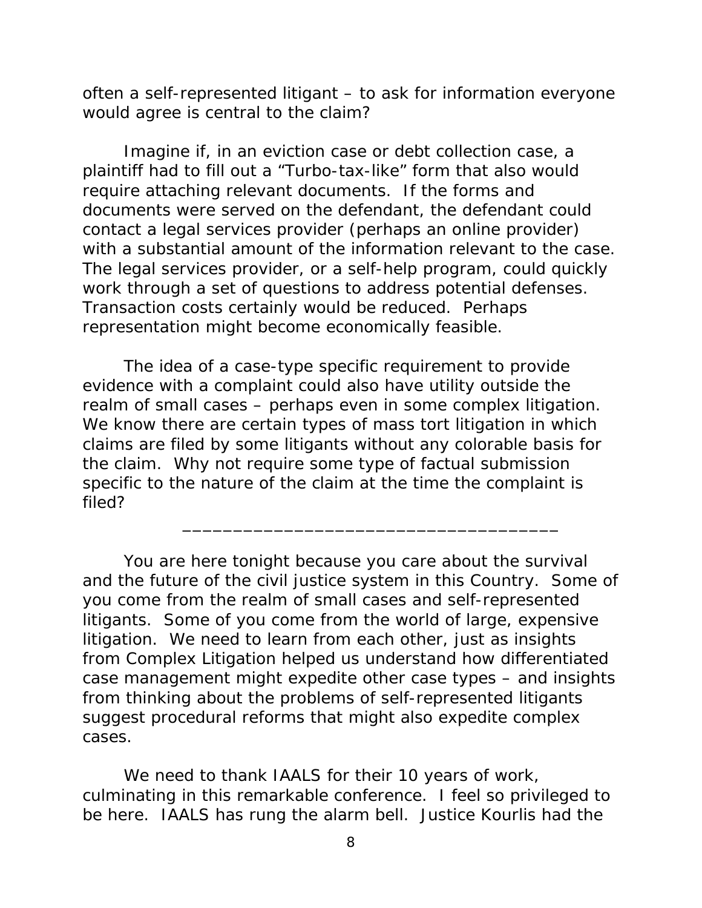often a self-represented litigant – to ask for information everyone would agree is central to the claim?

Imagine if, in an eviction case or debt collection case, a plaintiff had to fill out a "Turbo-tax-like" form that also would require attaching relevant documents. If the forms and documents were served on the defendant, the defendant could contact a legal services provider (perhaps an online provider) with a substantial amount of the information relevant to the case. The legal services provider, or a self-help program, could quickly work through a set of questions to address potential defenses. Transaction costs certainly would be reduced. Perhaps representation might become economically feasible.

The idea of a case-type specific requirement to provide evidence with a complaint could also have utility outside the realm of small cases – perhaps even in some complex litigation. We know there are certain types of mass tort litigation in which claims are filed by some litigants without any colorable basis for the claim. Why not require some type of factual submission specific to the nature of the claim at the time the complaint is filed?

---

You are here tonight because you care about the survival and the future of the civil justice system in this Country. Some of you come from the realm of small cases and self-represented litigants. Some of you come from the world of large, expensive litigation. We need to learn from each other, just as insights from Complex Litigation helped us understand how differentiated case management might expedite other case types – and insights from thinking about the problems of self-represented litigants suggest procedural reforms that might also expedite complex cases.

We need to thank IAALS for their 10 years of work, culminating in this remarkable conference. I feel so privileged to be here. IAALS has rung the alarm bell. Justice Kourlis had the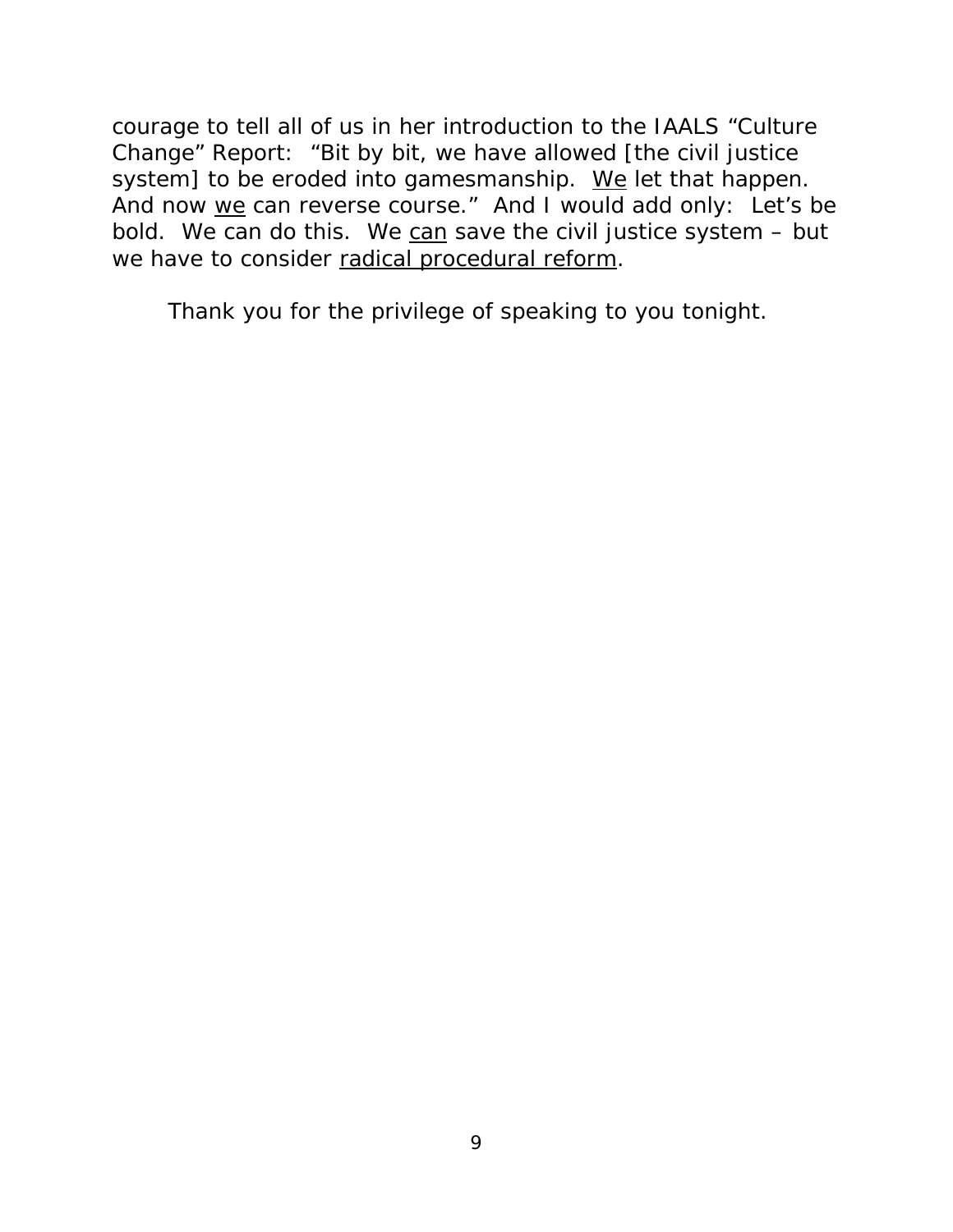courage to tell all of us in her introduction to the IAALS "Culture Change" Report: "Bit by bit, we have allowed [the civil justice system] to be eroded into gamesmanship. <u>We</u> let that happen. And now <u>we</u> can reverse course." And I would add only: Let's be bold. We can do this. We <u>can</u> save the civil justice system – but we have to consider <u>radical procedural reform</u>.

Thank you for the privilege of speaking to you tonight.